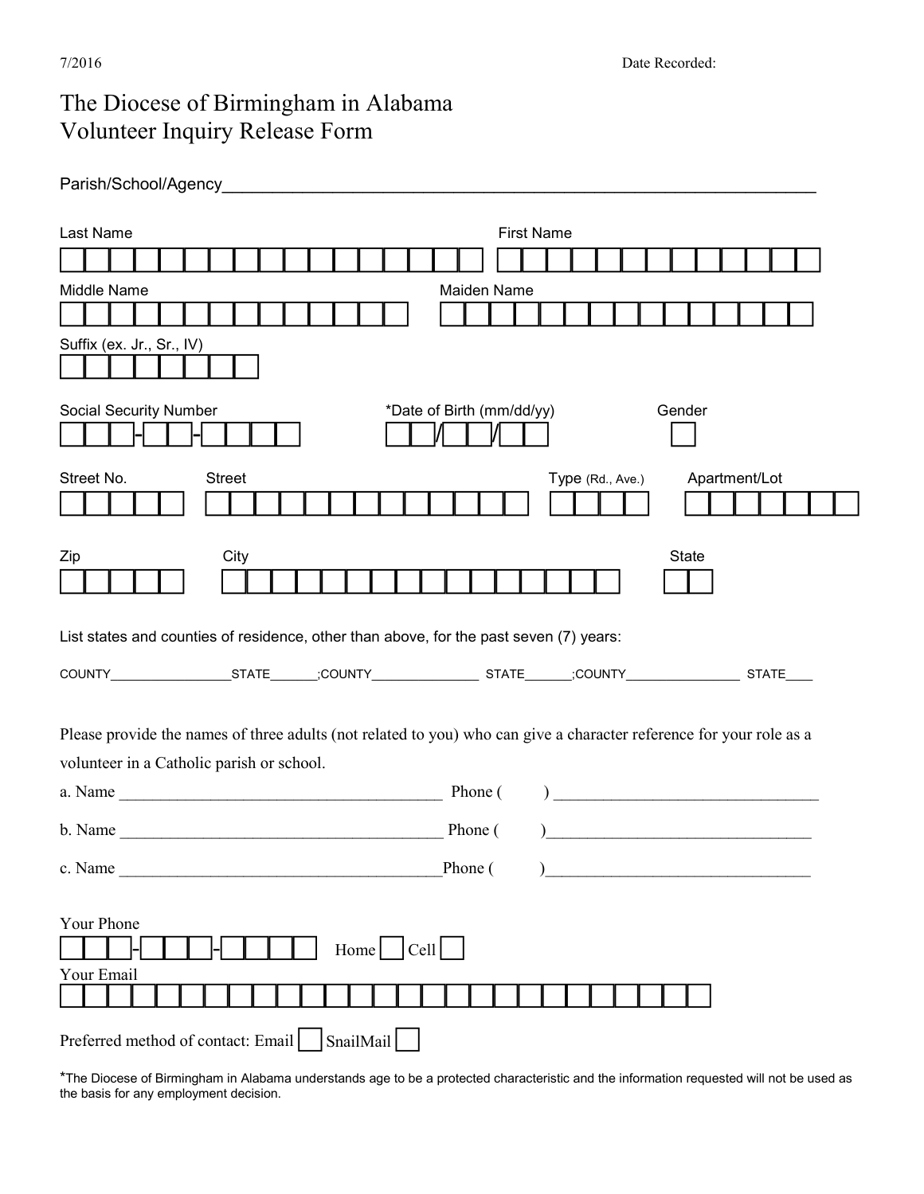7/2016 Date Recorded:

# The Diocese of Birmingham in Alabama Volunteer Inquiry Release Form

Parish/School/Agency_______________________________________________________________

Last Name First Name

Middle Name Maiden Name

Suffix (ex. Jr., Sr., IV)

Social Security Number *Date of Birth (mm/dd/yy) Gender

Street No. Street Type (Rd., Ave.) Apartment/Lot

Zip City State

List states and counties of residence, other than above, for the past seven (7) years:

COUNTY_________________STATE_______;COUNTY________________ STATE_______;COUNTY_________________ STATE____

Please provide the names of three adults (not related to you) who can give a character reference for your role as a volunteer in a Catholic parish or school.

a. Name ________________________________________ Phone ( ) ________________________________

b. Name ________________________________________ Phone ( )________________________________

c. Name ________________________________________Phone ( )________________________________

Your Phone

Home ☐ Cell ☐

Your Email

Preferred method of contact: Email ☐ SnailMail ☐

*The Diocese of Birmingham in Alabama understands age to be a protected characteristic and the information requested will not be used as the basis for any employment decision.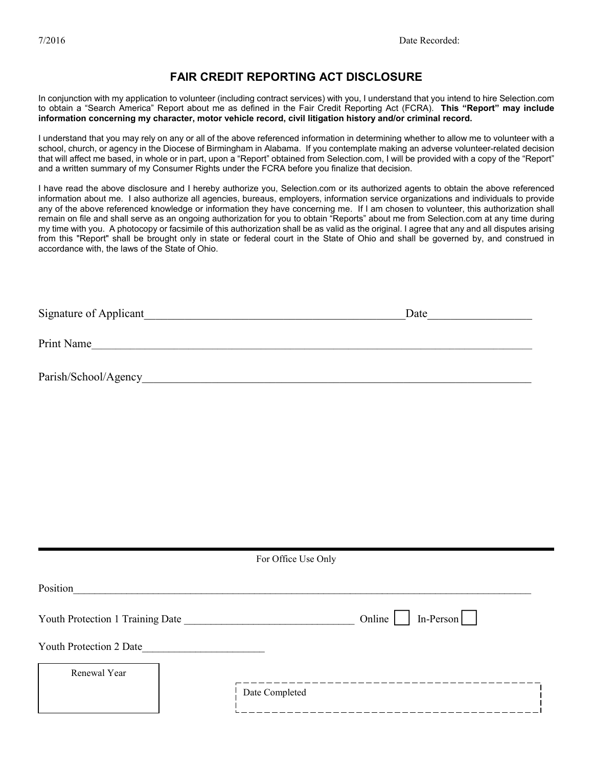7/2016 Date Recorded:

# FAIR CREDIT REPORTING ACT DISCLOSURE

In conjunction with my application to volunteer (including contract services) with you, I understand that you intend to hire Selection.com to obtain a "Search America" Report about me as defined in the Fair Credit Reporting Act (FCRA). **This "Report" may include information concerning my character, motor vehicle record, civil litigation history and/or criminal record.**

I understand that you may rely on any or all of the above referenced information in determining whether to allow me to volunteer with a school, church, or agency in the Diocese of Birmingham in Alabama. If you contemplate making an adverse volunteer-related decision that will affect me based, in whole or in part, upon a "Report" obtained from Selection.com, I will be provided with a copy of the "Report" and a written summary of my Consumer Rights under the FCRA before you finalize that decision.

I have read the above disclosure and I hereby authorize you, Selection.com or its authorized agents to obtain the above referenced information about me. I also authorize all agencies, bureaus, employers, information service organizations and individuals to provide any of the above referenced knowledge or information they have concerning me. If I am chosen to volunteer, this authorization shall remain on file and shall serve as an ongoing authorization for you to obtain "Reports" about me from Selection.com at any time during my time with you. A photocopy or facsimile of this authorization shall be as valid as the original. I agree that any and all disputes arising from this "Report" shall be brought only in state or federal court in the State of Ohio and shall be governed by, and construed in accordance with, the laws of the State of Ohio.

Signature of Applicant_______________________________________________Date_________________

Print Name_________________________________________________________________________________

Parish/School/Agency_______________________________________________________________________

---

For Office Use Only

Position___________________________________________________________________________________

Youth Protection 1 Training Date _______________________________ Online ☐ In-Person ☐

Youth Protection 2 Date______________________

Renewal Year

Date Completed